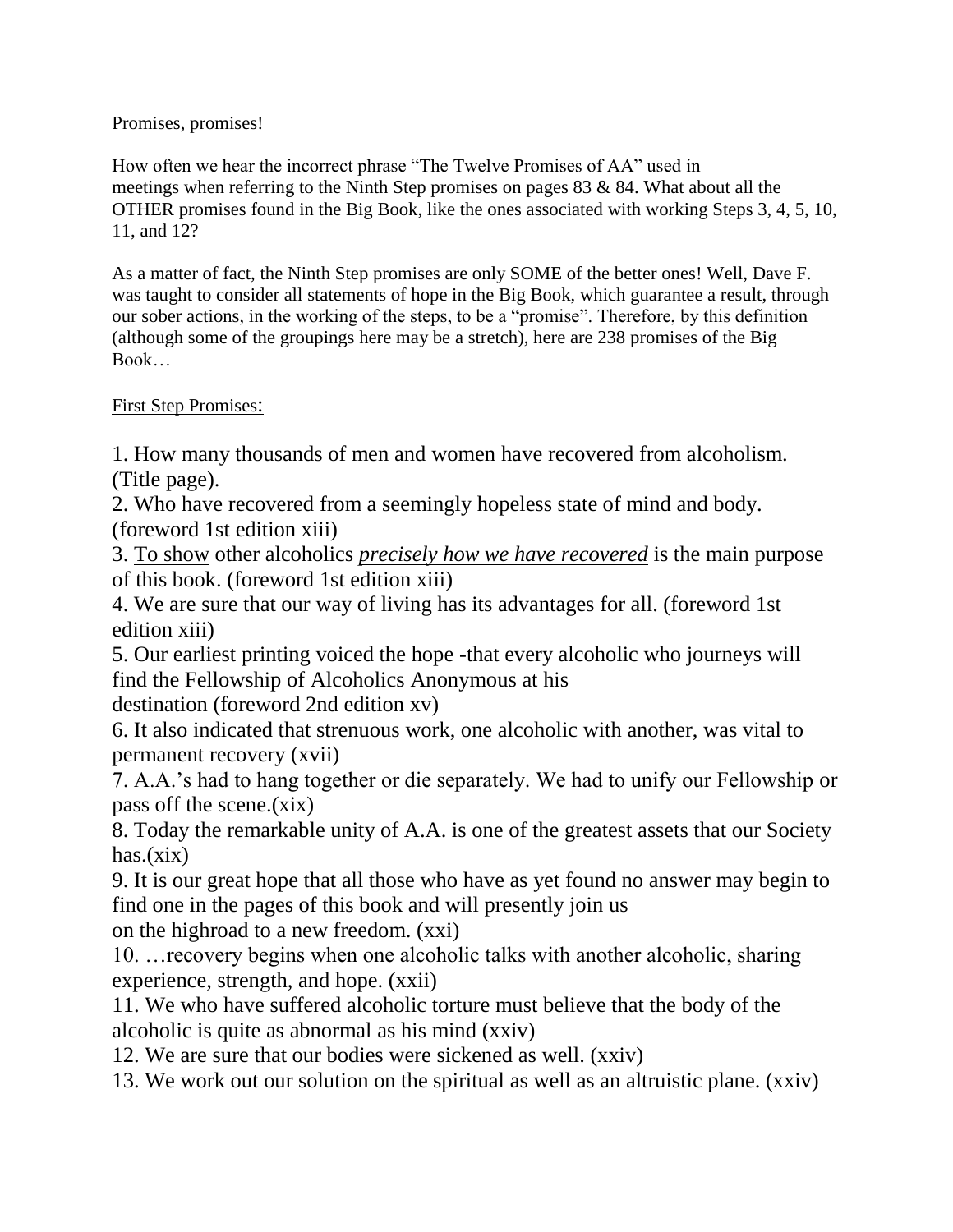Promises, promises!

How often we hear the incorrect phrase "The Twelve Promises of AA" used in meetings when referring to the Ninth Step promises on pages 83 & 84. What about all the OTHER promises found in the Big Book, like the ones associated with working Steps 3, 4, 5, 10, 11, and 12?

As a matter of fact, the Ninth Step promises are only SOME of the better ones! Well, Dave F. was taught to consider all statements of hope in the Big Book, which guarantee a result, through our sober actions, in the working of the steps, to be a "promise". Therefore, by this definition (although some of the groupings here may be a stretch), here are 238 promises of the Big Book…

<u>First Step Promises</u>:

1. How many thousands of men and women have recovered from alcoholism. (Title page).
2. Who have recovered from a seemingly hopeless state of mind and body. (foreword 1st edition xiii)
3. <u>To show</u> other alcoholics ***<u>precisely how we have recovered</u>*** is the main purpose of this book. (foreword 1st edition xiii)
4. We are sure that our way of living has its advantages for all. (foreword 1st edition xiii)
5. Our earliest printing voiced the hope -that every alcoholic who journeys will find the Fellowship of Alcoholics Anonymous at his destination (foreword 2nd edition xv)
6. It also indicated that strenuous work, one alcoholic with another, was vital to permanent recovery (xvii)
7. A.A.'s had to hang together or die separately. We had to unify our Fellowship or pass off the scene.(xix)
8. Today the remarkable unity of A.A. is one of the greatest assets that our Society has.(xix)
9. It is our great hope that all those who have as yet found no answer may begin to find one in the pages of this book and will presently join us on the highroad to a new freedom. (xxi)
10. …recovery begins when one alcoholic talks with another alcoholic, sharing experience, strength, and hope. (xxii)
11. We who have suffered alcoholic torture must believe that the body of the alcoholic is quite as abnormal as his mind (xxiv)
12. We are sure that our bodies were sickened as well. (xxiv)
13. We work out our solution on the spiritual as well as an altruistic plane. (xxiv)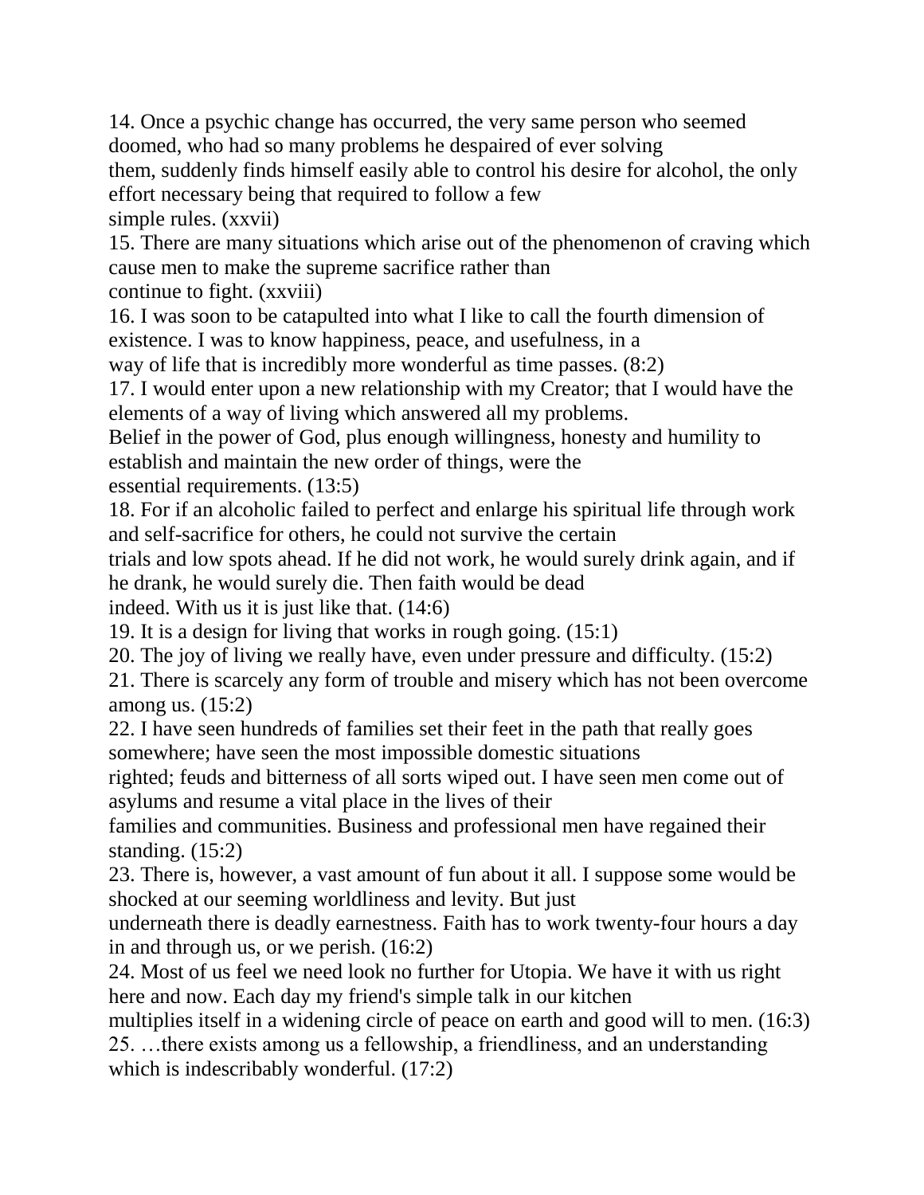14. Once a psychic change has occurred, the very same person who seemed doomed, who had so many problems he despaired of ever solving them, suddenly finds himself easily able to control his desire for alcohol, the only effort necessary being that required to follow a few simple rules. (xxvii)

15. There are many situations which arise out of the phenomenon of craving which cause men to make the supreme sacrifice rather than continue to fight. (xxviii)

16. I was soon to be catapulted into what I like to call the fourth dimension of existence. I was to know happiness, peace, and usefulness, in a way of life that is incredibly more wonderful as time passes. (8:2)

17. I would enter upon a new relationship with my Creator; that I would have the elements of a way of living which answered all my problems. Belief in the power of God, plus enough willingness, honesty and humility to establish and maintain the new order of things, were the essential requirements. (13:5)

18. For if an alcoholic failed to perfect and enlarge his spiritual life through work and self-sacrifice for others, he could not survive the certain trials and low spots ahead. If he did not work, he would surely drink again, and if he drank, he would surely die. Then faith would be dead indeed. With us it is just like that. (14:6)

19. It is a design for living that works in rough going. (15:1)

20. The joy of living we really have, even under pressure and difficulty. (15:2)

21. There is scarcely any form of trouble and misery which has not been overcome among us. (15:2)

22. I have seen hundreds of families set their feet in the path that really goes somewhere; have seen the most impossible domestic situations righted; feuds and bitterness of all sorts wiped out. I have seen men come out of asylums and resume a vital place in the lives of their families and communities. Business and professional men have regained their standing. (15:2)

23. There is, however, a vast amount of fun about it all. I suppose some would be shocked at our seeming worldliness and levity. But just underneath there is deadly earnestness. Faith has to work twenty-four hours a day in and through us, or we perish. (16:2)

24. Most of us feel we need look no further for Utopia. We have it with us right here and now. Each day my friend's simple talk in our kitchen multiplies itself in a widening circle of peace on earth and good will to men. (16:3)

25. …there exists among us a fellowship, a friendliness, and an understanding which is indescribably wonderful. (17:2)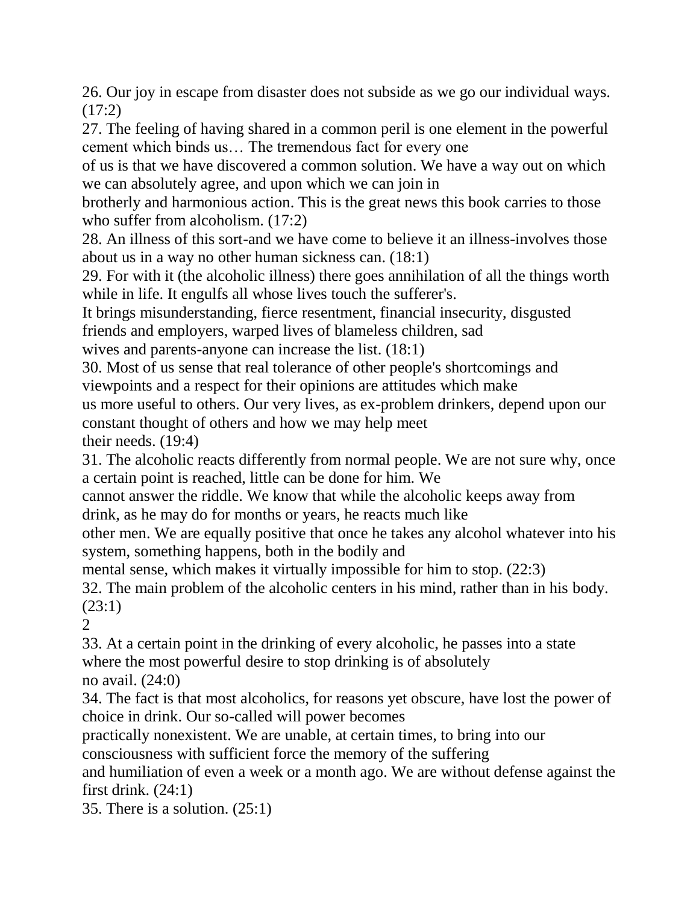26. Our joy in escape from disaster does not subside as we go our individual ways. (17:2)

27. The feeling of having shared in a common peril is one element in the powerful cement which binds us… The tremendous fact for every one of us is that we have discovered a common solution. We have a way out on which we can absolutely agree, and upon which we can join in brotherly and harmonious action. This is the great news this book carries to those who suffer from alcoholism. (17:2)

28. An illness of this sort-and we have come to believe it an illness-involves those about us in a way no other human sickness can. (18:1)

29. For with it (the alcoholic illness) there goes annihilation of all the things worth while in life. It engulfs all whose lives touch the sufferer's. It brings misunderstanding, fierce resentment, financial insecurity, disgusted friends and employers, warped lives of blameless children, sad wives and parents-anyone can increase the list. (18:1)

30. Most of us sense that real tolerance of other people's shortcomings and viewpoints and a respect for their opinions are attitudes which make us more useful to others. Our very lives, as ex-problem drinkers, depend upon our constant thought of others and how we may help meet their needs. (19:4)

31. The alcoholic reacts differently from normal people. We are not sure why, once a certain point is reached, little can be done for him. We cannot answer the riddle. We know that while the alcoholic keeps away from drink, as he may do for months or years, he reacts much like other men. We are equally positive that once he takes any alcohol whatever into his system, something happens, both in the bodily and mental sense, which makes it virtually impossible for him to stop. (22:3)

32. The main problem of the alcoholic centers in his mind, rather than in his body. (23:1)

33. At a certain point in the drinking of every alcoholic, he passes into a state where the most powerful desire to stop drinking is of absolutely no avail. (24:0)

34. The fact is that most alcoholics, for reasons yet obscure, have lost the power of choice in drink. Our so-called will power becomes practically nonexistent. We are unable, at certain times, to bring into our consciousness with sufficient force the memory of the suffering and humiliation of even a week or a month ago. We are without defense against the first drink. (24:1)

35. There is a solution. (25:1)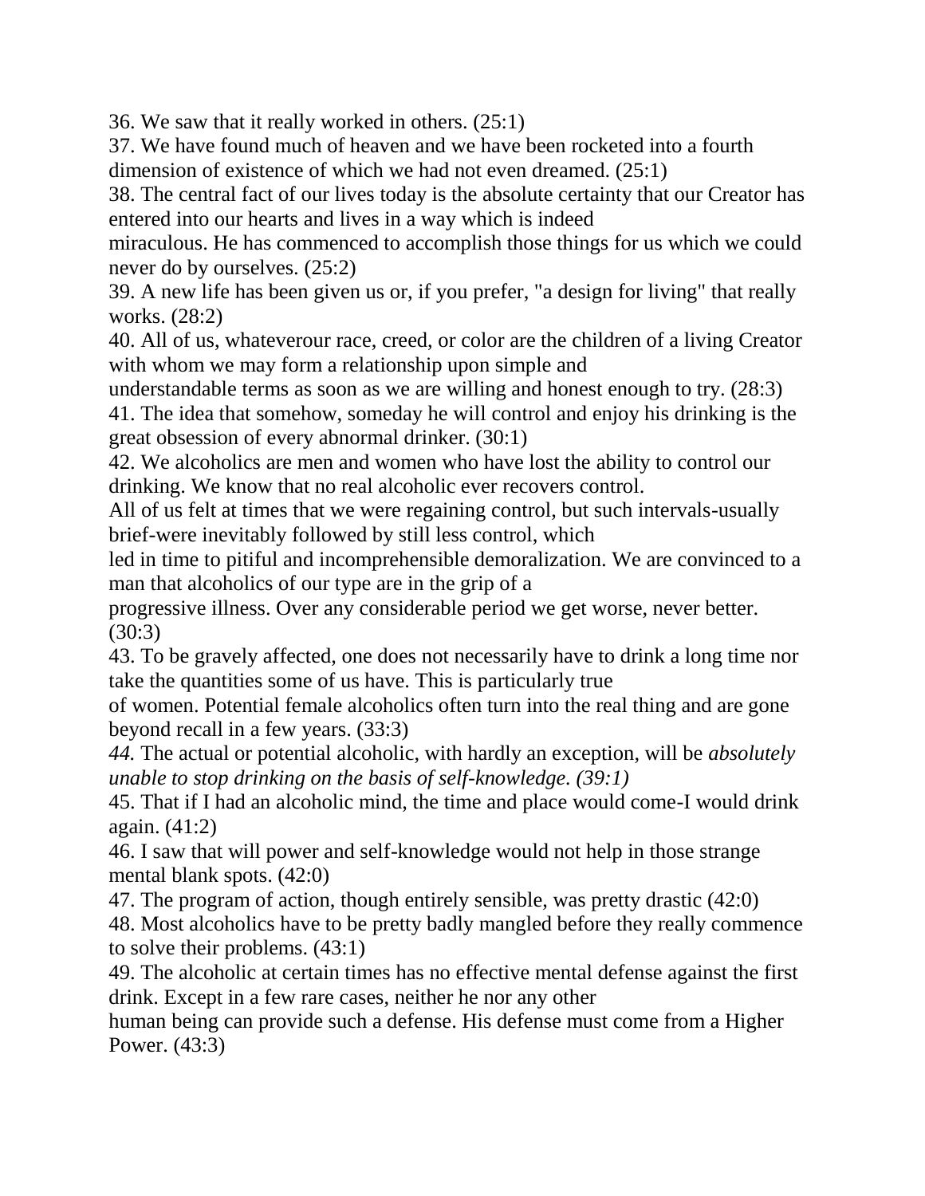36. We saw that it really worked in others. (25:1)

37. We have found much of heaven and we have been rocketed into a fourth dimension of existence of which we had not even dreamed. (25:1)

38. The central fact of our lives today is the absolute certainty that our Creator has entered into our hearts and lives in a way which is indeed miraculous. He has commenced to accomplish those things for us which we could never do by ourselves. (25:2)

39. A new life has been given us or, if you prefer, "a design for living" that really works. (28:2)

40. All of us, whateverour race, creed, or color are the children of a living Creator with whom we may form a relationship upon simple and understandable terms as soon as we are willing and honest enough to try. (28:3)

41. The idea that somehow, someday he will control and enjoy his drinking is the great obsession of every abnormal drinker. (30:1)

42. We alcoholics are men and women who have lost the ability to control our drinking. We know that no real alcoholic ever recovers control. All of us felt at times that we were regaining control, but such intervals-usually brief-were inevitably followed by still less control, which led in time to pitiful and incomprehensible demoralization. We are convinced to a man that alcoholics of our type are in the grip of a progressive illness. Over any considerable period we get worse, never better. (30:3)

43. To be gravely affected, one does not necessarily have to drink a long time nor take the quantities some of us have. This is particularly true of women. Potential female alcoholics often turn into the real thing and are gone beyond recall in a few years. (33:3)

*44.* The actual or potential alcoholic, with hardly an exception, will be *absolutely unable to stop drinking on the basis of self-knowledge. (39:1)*

45. That if I had an alcoholic mind, the time and place would come-I would drink again. (41:2)

46. I saw that will power and self-knowledge would not help in those strange mental blank spots. (42:0)

47. The program of action, though entirely sensible, was pretty drastic (42:0)

48. Most alcoholics have to be pretty badly mangled before they really commence to solve their problems. (43:1)

49. The alcoholic at certain times has no effective mental defense against the first drink. Except in a few rare cases, neither he nor any other human being can provide such a defense. His defense must come from a Higher Power. (43:3)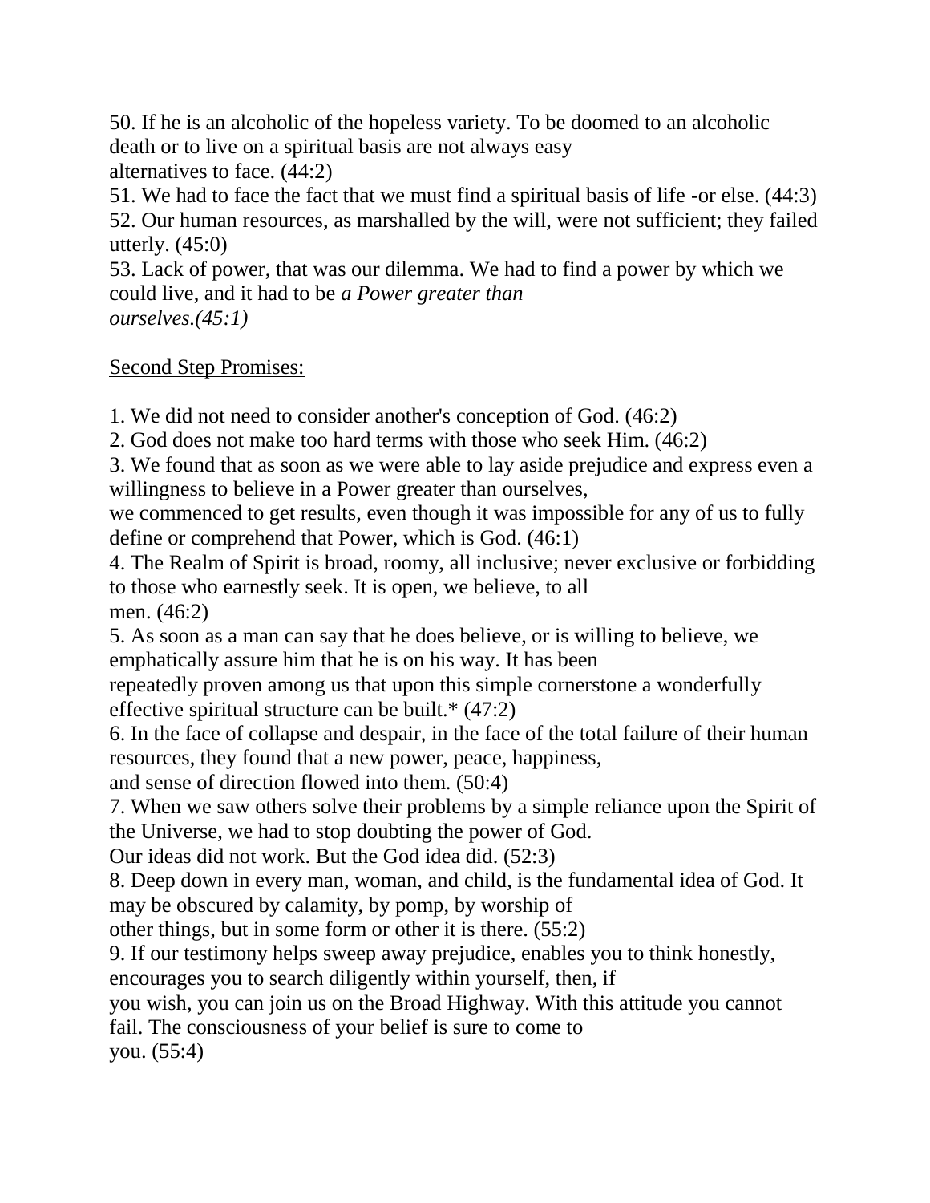50. If he is an alcoholic of the hopeless variety. To be doomed to an alcoholic death or to live on a spiritual basis are not always easy alternatives to face. (44:2)

51. We had to face the fact that we must find a spiritual basis of life -or else. (44:3)

52. Our human resources, as marshalled by the will, were not sufficient; they failed utterly. (45:0)

53. Lack of power, that was our dilemma. We had to find a power by which we could live, and it had to be *a Power greater than ourselves.(45:1)*

Second Step Promises:

1. We did not need to consider another's conception of God. (46:2)

2. God does not make too hard terms with those who seek Him. (46:2)

3. We found that as soon as we were able to lay aside prejudice and express even a willingness to believe in a Power greater than ourselves, we commenced to get results, even though it was impossible for any of us to fully define or comprehend that Power, which is God. (46:1)

4. The Realm of Spirit is broad, roomy, all inclusive; never exclusive or forbidding to those who earnestly seek. It is open, we believe, to all men. (46:2)

5. As soon as a man can say that he does believe, or is willing to believe, we emphatically assure him that he is on his way. It has been repeatedly proven among us that upon this simple cornerstone a wonderfully effective spiritual structure can be built.* (47:2)

6. In the face of collapse and despair, in the face of the total failure of their human resources, they found that a new power, peace, happiness, and sense of direction flowed into them. (50:4)

7. When we saw others solve their problems by a simple reliance upon the Spirit of the Universe, we had to stop doubting the power of God. Our ideas did not work. But the God idea did. (52:3)

8. Deep down in every man, woman, and child, is the fundamental idea of God. It may be obscured by calamity, by pomp, by worship of other things, but in some form or other it is there. (55:2)

9. If our testimony helps sweep away prejudice, enables you to think honestly, encourages you to search diligently within yourself, then, if you wish, you can join us on the Broad Highway. With this attitude you cannot fail. The consciousness of your belief is sure to come to you. (55:4)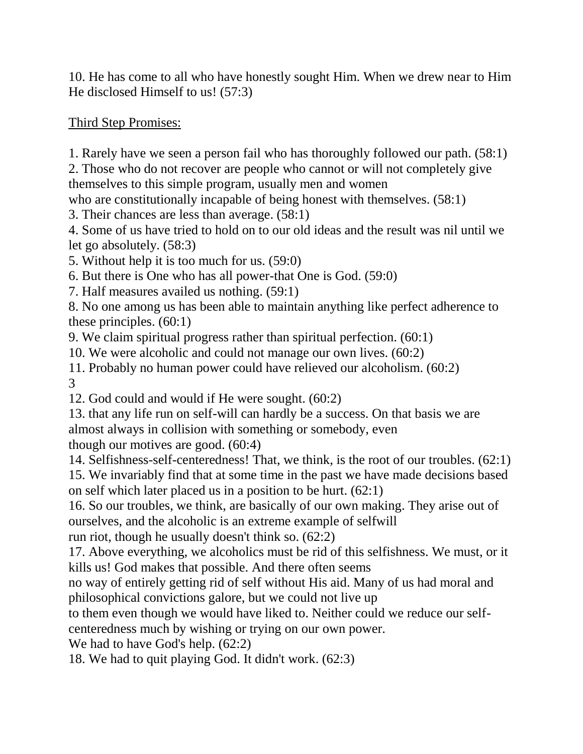10. He has come to all who have honestly sought Him. When we drew near to Him He disclosed Himself to us! (57:3)

<u>Third Step Promises:</u>

1. Rarely have we seen a person fail who has thoroughly followed our path. (58:1)
2. Those who do not recover are people who cannot or will not completely give themselves to this simple program, usually men and women who are constitutionally incapable of being honest with themselves. (58:1)
3. Their chances are less than average. (58:1)
4. Some of us have tried to hold on to our old ideas and the result was nil until we let go absolutely. (58:3)
5. Without help it is too much for us. (59:0)
6. But there is One who has all power-that One is God. (59:0)
7. Half measures availed us nothing. (59:1)
8. No one among us has been able to maintain anything like perfect adherence to these principles. (60:1)
9. We claim spiritual progress rather than spiritual perfection. (60:1)
10. We were alcoholic and could not manage our own lives. (60:2)
11. Probably no human power could have relieved our alcoholism. (60:2)
12. God could and would if He were sought. (60:2)
13. that any life run on self-will can hardly be a success. On that basis we are almost always in collision with something or somebody, even though our motives are good. (60:4)
14. Selfishness-self-centeredness! That, we think, is the root of our troubles. (62:1)
15. We invariably find that at some time in the past we have made decisions based on self which later placed us in a position to be hurt. (62:1)
16. So our troubles, we think, are basically of our own making. They arise out of ourselves, and the alcoholic is an extreme example of selfwill run riot, though he usually doesn't think so. (62:2)
17. Above everything, we alcoholics must be rid of this selfishness. We must, or it kills us! God makes that possible. And there often seems no way of entirely getting rid of self without His aid. Many of us had moral and philosophical convictions galore, but we could not live up to them even though we would have liked to. Neither could we reduce our self-centeredness much by wishing or trying on our own power. We had to have God's help. (62:2)
18. We had to quit playing God. It didn't work. (62:3)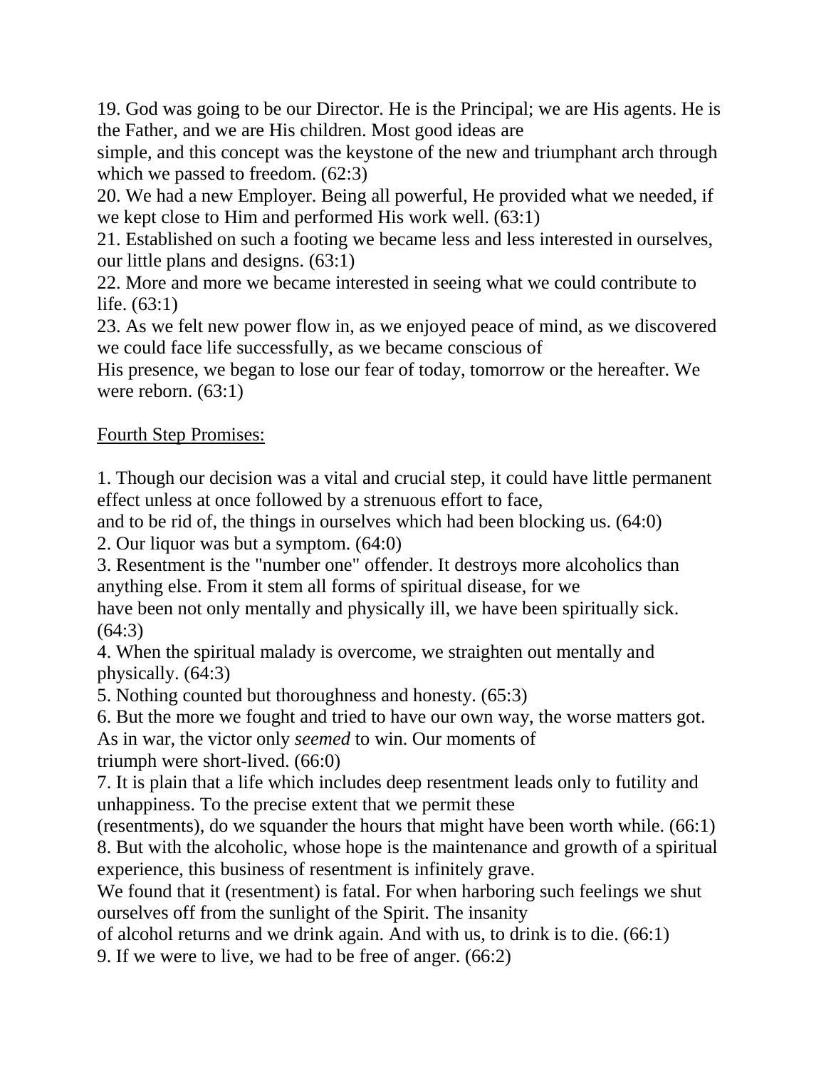19. God was going to be our Director. He is the Principal; we are His agents. He is the Father, and we are His children. Most good ideas are simple, and this concept was the keystone of the new and triumphant arch through which we passed to freedom. (62:3)

20. We had a new Employer. Being all powerful, He provided what we needed, if we kept close to Him and performed His work well. (63:1)

21. Established on such a footing we became less and less interested in ourselves, our little plans and designs. (63:1)

22. More and more we became interested in seeing what we could contribute to life. (63:1)

23. As we felt new power flow in, as we enjoyed peace of mind, as we discovered we could face life successfully, as we became conscious of His presence, we began to lose our fear of today, tomorrow or the hereafter. We were reborn. (63:1)

<u>Fourth Step Promises:</u>

1. Though our decision was a vital and crucial step, it could have little permanent effect unless at once followed by a strenuous effort to face, and to be rid of, the things in ourselves which had been blocking us. (64:0)

2. Our liquor was but a symptom. (64:0)

3. Resentment is the "number one" offender. It destroys more alcoholics than anything else. From it stem all forms of spiritual disease, for we have been not only mentally and physically ill, we have been spiritually sick. (64:3)

4. When the spiritual malady is overcome, we straighten out mentally and physically. (64:3)

5. Nothing counted but thoroughness and honesty. (65:3)

6. But the more we fought and tried to have our own way, the worse matters got. As in war, the victor only *seemed* to win. Our moments of triumph were short-lived. (66:0)

7. It is plain that a life which includes deep resentment leads only to futility and unhappiness. To the precise extent that we permit these (resentments), do we squander the hours that might have been worth while. (66:1)

8. But with the alcoholic, whose hope is the maintenance and growth of a spiritual experience, this business of resentment is infinitely grave. We found that it (resentment) is fatal. For when harboring such feelings we shut ourselves off from the sunlight of the Spirit. The insanity of alcohol returns and we drink again. And with us, to drink is to die. (66:1)

9. If we were to live, we had to be free of anger. (66:2)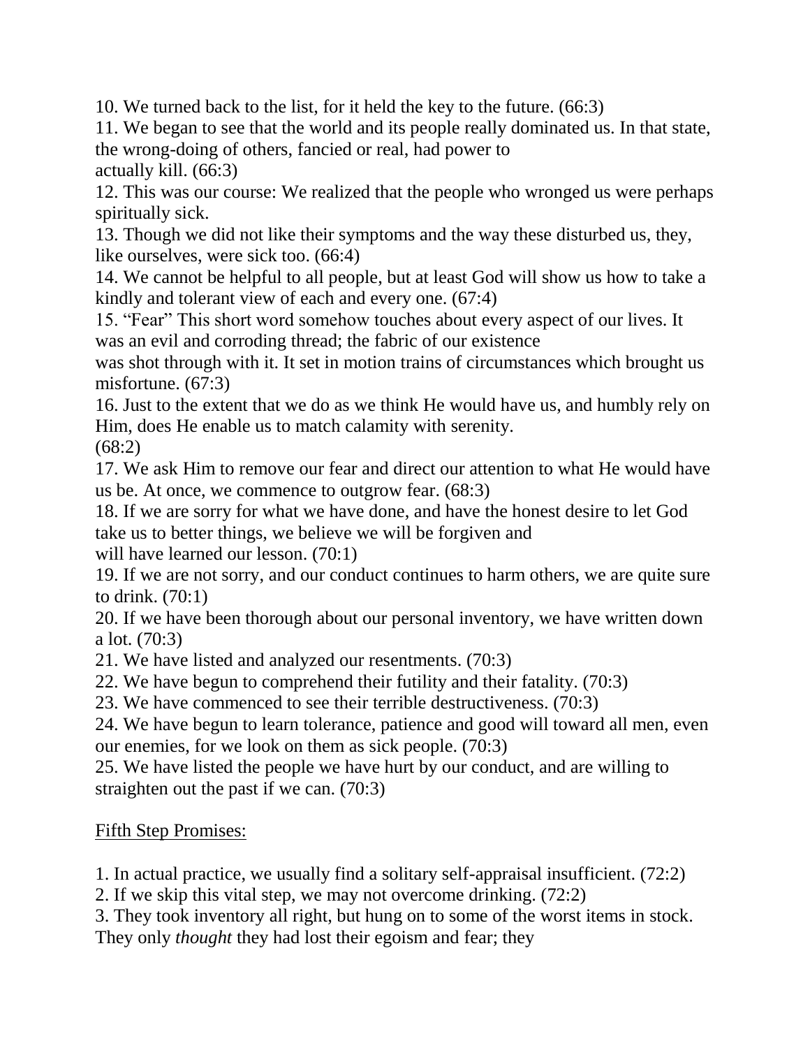10. We turned back to the list, for it held the key to the future. (66:3)

11. We began to see that the world and its people really dominated us. In that state, the wrong-doing of others, fancied or real, had power to actually kill. (66:3)

12. This was our course: We realized that the people who wronged us were perhaps spiritually sick.

13. Though we did not like their symptoms and the way these disturbed us, they, like ourselves, were sick too. (66:4)

14. We cannot be helpful to all people, but at least God will show us how to take a kindly and tolerant view of each and every one. (67:4)

15. "Fear" This short word somehow touches about every aspect of our lives. It was an evil and corroding thread; the fabric of our existence was shot through with it. It set in motion trains of circumstances which brought us misfortune. (67:3)

16. Just to the extent that we do as we think He would have us, and humbly rely on Him, does He enable us to match calamity with serenity. (68:2)

17. We ask Him to remove our fear and direct our attention to what He would have us be. At once, we commence to outgrow fear. (68:3)

18. If we are sorry for what we have done, and have the honest desire to let God take us to better things, we believe we will be forgiven and will have learned our lesson. (70:1)

19. If we are not sorry, and our conduct continues to harm others, we are quite sure to drink. (70:1)

20. If we have been thorough about our personal inventory, we have written down a lot. (70:3)

21. We have listed and analyzed our resentments. (70:3)

22. We have begun to comprehend their futility and their fatality. (70:3)

23. We have commenced to see their terrible destructiveness. (70:3)

24. We have begun to learn tolerance, patience and good will toward all men, even our enemies, for we look on them as sick people. (70:3)

25. We have listed the people we have hurt by our conduct, and are willing to straighten out the past if we can. (70:3)

<u>Fifth Step Promises:</u>

1. In actual practice, we usually find a solitary self-appraisal insufficient. (72:2)
2. If we skip this vital step, we may not overcome drinking. (72:2)
3. They took inventory all right, but hung on to some of the worst items in stock. They only *thought* they had lost their egoism and fear; they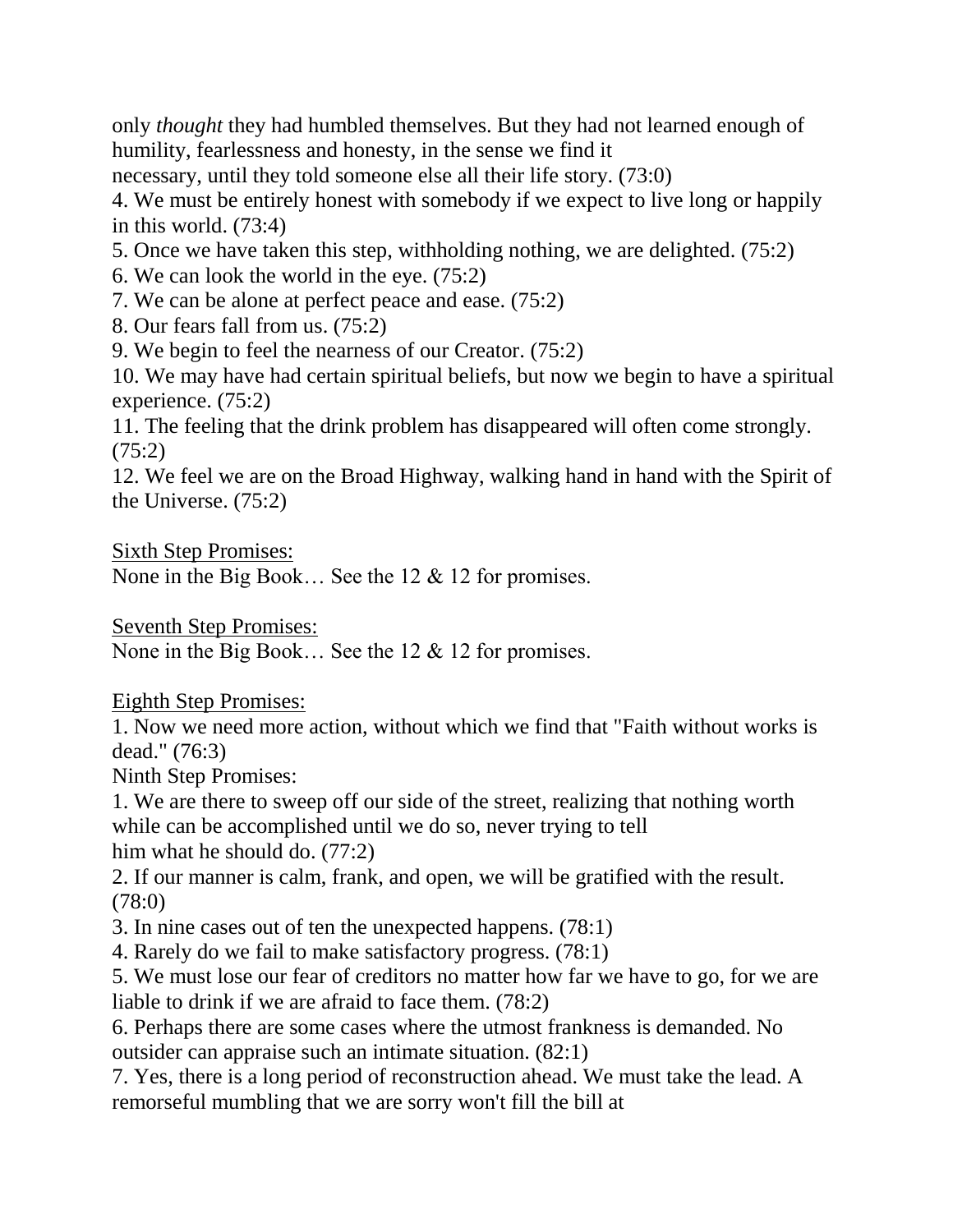only *thought* they had humbled themselves. But they had not learned enough of humility, fearlessness and honesty, in the sense we find it necessary, until they told someone else all their life story. (73:0)

4. We must be entirely honest with somebody if we expect to live long or happily in this world. (73:4)
5. Once we have taken this step, withholding nothing, we are delighted. (75:2)
6. We can look the world in the eye. (75:2)
7. We can be alone at perfect peace and ease. (75:2)
8. Our fears fall from us. (75:2)
9. We begin to feel the nearness of our Creator. (75:2)
10. We may have had certain spiritual beliefs, but now we begin to have a spiritual experience. (75:2)
11. The feeling that the drink problem has disappeared will often come strongly. (75:2)
12. We feel we are on the Broad Highway, walking hand in hand with the Spirit of the Universe. (75:2)

<u>Sixth Step Promises:</u>
None in the Big Book… See the 12 & 12 for promises.

<u>Seventh Step Promises:</u>
None in the Big Book… See the 12 & 12 for promises.

<u>Eighth Step Promises:</u>
1. Now we need more action, without which we find that "Faith without works is dead." (76:3)

Ninth Step Promises:
1. We are there to sweep off our side of the street, realizing that nothing worth while can be accomplished until we do so, never trying to tell him what he should do. (77:2)
2. If our manner is calm, frank, and open, we will be gratified with the result. (78:0)
3. In nine cases out of ten the unexpected happens. (78:1)
4. Rarely do we fail to make satisfactory progress. (78:1)
5. We must lose our fear of creditors no matter how far we have to go, for we are liable to drink if we are afraid to face them. (78:2)
6. Perhaps there are some cases where the utmost frankness is demanded. No outsider can appraise such an intimate situation. (82:1)
7. Yes, there is a long period of reconstruction ahead. We must take the lead. A remorseful mumbling that we are sorry won't fill the bill at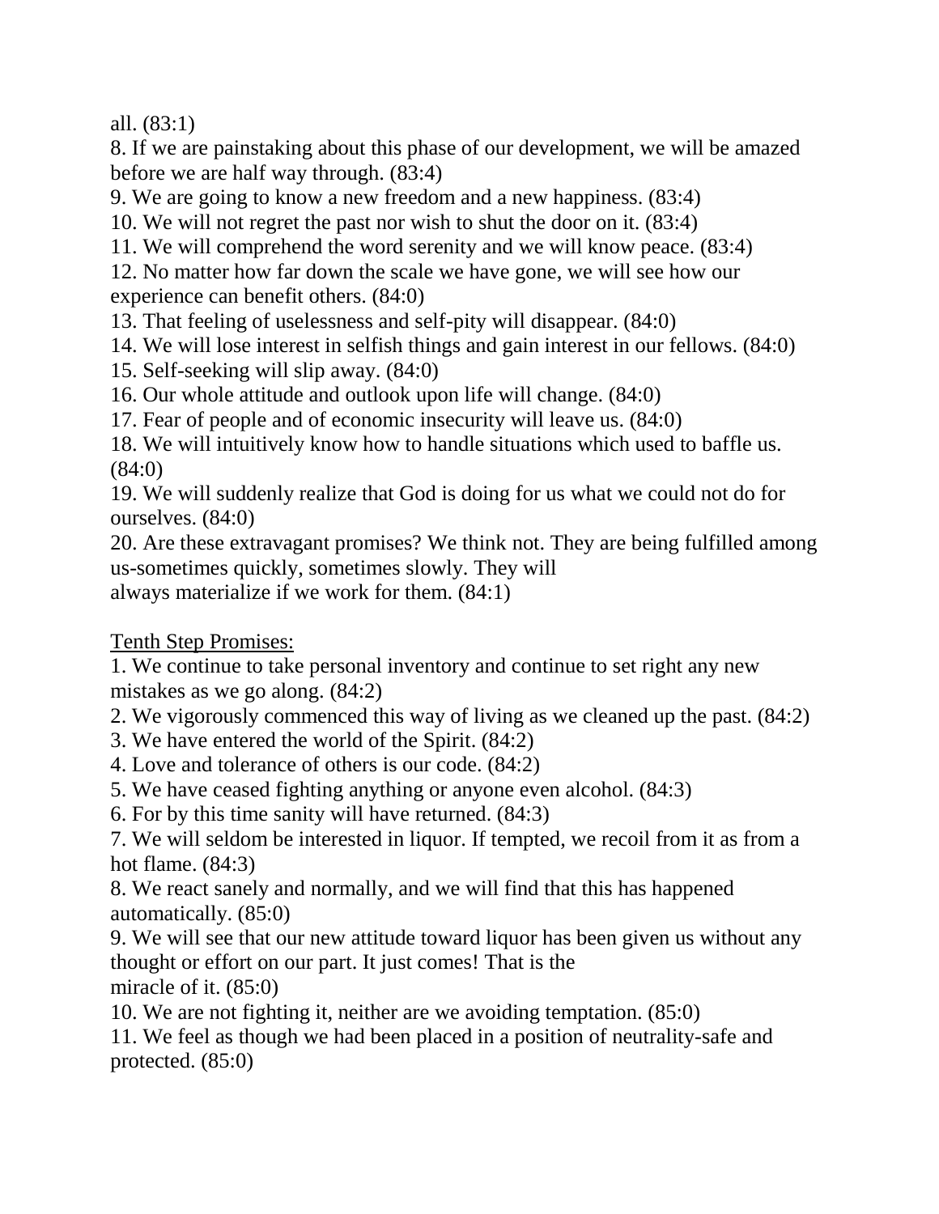all. (83:1)

8. If we are painstaking about this phase of our development, we will be amazed before we are half way through. (83:4)
9. We are going to know a new freedom and a new happiness. (83:4)
10. We will not regret the past nor wish to shut the door on it. (83:4)
11. We will comprehend the word serenity and we will know peace. (83:4)
12. No matter how far down the scale we have gone, we will see how our experience can benefit others. (84:0)
13. That feeling of uselessness and self-pity will disappear. (84:0)
14. We will lose interest in selfish things and gain interest in our fellows. (84:0)
15. Self-seeking will slip away. (84:0)
16. Our whole attitude and outlook upon life will change. (84:0)
17. Fear of people and of economic insecurity will leave us. (84:0)
18. We will intuitively know how to handle situations which used to baffle us. (84:0)
19. We will suddenly realize that God is doing for us what we could not do for ourselves. (84:0)
20. Are these extravagant promises? We think not. They are being fulfilled among us-sometimes quickly, sometimes slowly. They will always materialize if we work for them. (84:1)

<u>Tenth Step Promises:</u>

1. We continue to take personal inventory and continue to set right any new mistakes as we go along. (84:2)
2. We vigorously commenced this way of living as we cleaned up the past. (84:2)
3. We have entered the world of the Spirit. (84:2)
4. Love and tolerance of others is our code. (84:2)
5. We have ceased fighting anything or anyone even alcohol. (84:3)
6. For by this time sanity will have returned. (84:3)
7. We will seldom be interested in liquor. If tempted, we recoil from it as from a hot flame. (84:3)
8. We react sanely and normally, and we will find that this has happened automatically. (85:0)
9. We will see that our new attitude toward liquor has been given us without any thought or effort on our part. It just comes! That is the miracle of it. (85:0)
10. We are not fighting it, neither are we avoiding temptation. (85:0)
11. We feel as though we had been placed in a position of neutrality-safe and protected. (85:0)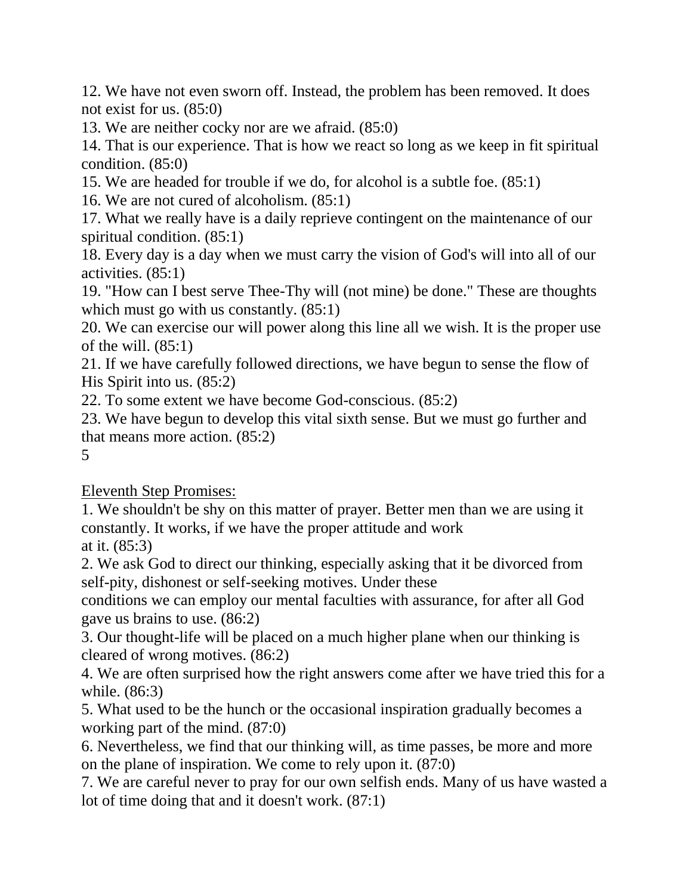12. We have not even sworn off. Instead, the problem has been removed. It does not exist for us. (85:0)
13. We are neither cocky nor are we afraid. (85:0)
14. That is our experience. That is how we react so long as we keep in fit spiritual condition. (85:0)
15. We are headed for trouble if we do, for alcohol is a subtle foe. (85:1)
16. We are not cured of alcoholism. (85:1)
17. What we really have is a daily reprieve contingent on the maintenance of our spiritual condition. (85:1)
18. Every day is a day when we must carry the vision of God's will into all of our activities. (85:1)
19. "How can I best serve Thee-Thy will (not mine) be done." These are thoughts which must go with us constantly. (85:1)
20. We can exercise our will power along this line all we wish. It is the proper use of the will. (85:1)
21. If we have carefully followed directions, we have begun to sense the flow of His Spirit into us. (85:2)
22. To some extent we have become God-conscious. (85:2)
23. We have begun to develop this vital sixth sense. But we must go further and that means more action. (85:2)

<u>Eleventh Step Promises:</u>

1. We shouldn't be shy on this matter of prayer. Better men than we are using it constantly. It works, if we have the proper attitude and work at it. (85:3)
2. We ask God to direct our thinking, especially asking that it be divorced from self-pity, dishonest or self-seeking motives. Under these conditions we can employ our mental faculties with assurance, for after all God gave us brains to use. (86:2)
3. Our thought-life will be placed on a much higher plane when our thinking is cleared of wrong motives. (86:2)
4. We are often surprised how the right answers come after we have tried this for a while. (86:3)
5. What used to be the hunch or the occasional inspiration gradually becomes a working part of the mind. (87:0)
6. Nevertheless, we find that our thinking will, as time passes, be more and more on the plane of inspiration. We come to rely upon it. (87:0)
7. We are careful never to pray for our own selfish ends. Many of us have wasted a lot of time doing that and it doesn't work. (87:1)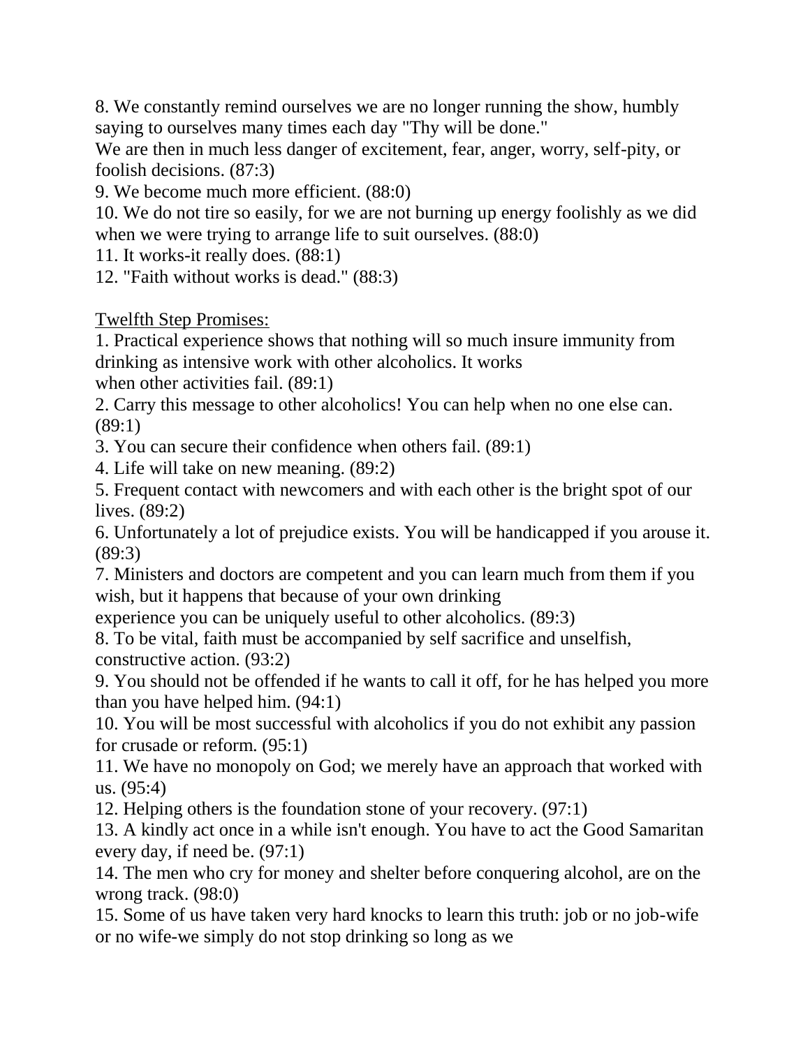8. We constantly remind ourselves we are no longer running the show, humbly saying to ourselves many times each day "Thy will be done."
We are then in much less danger of excitement, fear, anger, worry, self-pity, or foolish decisions. (87:3)
9. We become much more efficient. (88:0)
10. We do not tire so easily, for we are not burning up energy foolishly as we did when we were trying to arrange life to suit ourselves. (88:0)
11. It works-it really does. (88:1)
12. "Faith without works is dead." (88:3)

<u>Twelfth Step Promises:</u>

1. Practical experience shows that nothing will so much insure immunity from drinking as intensive work with other alcoholics. It works when other activities fail. (89:1)
2. Carry this message to other alcoholics! You can help when no one else can. (89:1)
3. You can secure their confidence when others fail. (89:1)
4. Life will take on new meaning. (89:2)
5. Frequent contact with newcomers and with each other is the bright spot of our lives. (89:2)
6. Unfortunately a lot of prejudice exists. You will be handicapped if you arouse it. (89:3)
7. Ministers and doctors are competent and you can learn much from them if you wish, but it happens that because of your own drinking experience you can be uniquely useful to other alcoholics. (89:3)
8. To be vital, faith must be accompanied by self sacrifice and unselfish, constructive action. (93:2)
9. You should not be offended if he wants to call it off, for he has helped you more than you have helped him. (94:1)
10. You will be most successful with alcoholics if you do not exhibit any passion for crusade or reform. (95:1)
11. We have no monopoly on God; we merely have an approach that worked with us. (95:4)
12. Helping others is the foundation stone of your recovery. (97:1)
13. A kindly act once in a while isn't enough. You have to act the Good Samaritan every day, if need be. (97:1)
14. The men who cry for money and shelter before conquering alcohol, are on the wrong track. (98:0)
15. Some of us have taken very hard knocks to learn this truth: job or no job-wife or no wife-we simply do not stop drinking so long as we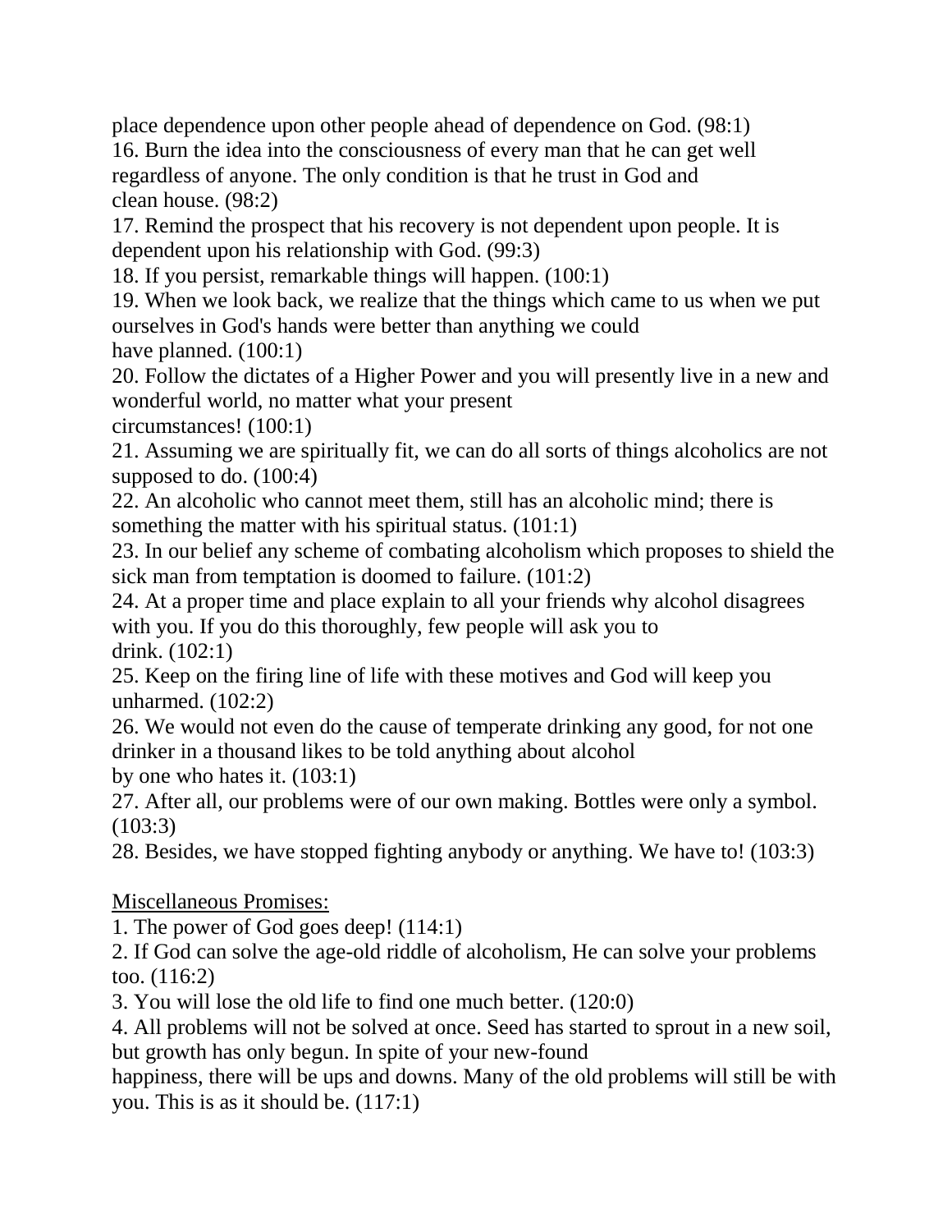place dependence upon other people ahead of dependence on God. (98:1)

16. Burn the idea into the consciousness of every man that he can get well regardless of anyone. The only condition is that he trust in God and clean house. (98:2)

17. Remind the prospect that his recovery is not dependent upon people. It is dependent upon his relationship with God. (99:3)

18. If you persist, remarkable things will happen. (100:1)

19. When we look back, we realize that the things which came to us when we put ourselves in God's hands were better than anything we could have planned. (100:1)

20. Follow the dictates of a Higher Power and you will presently live in a new and wonderful world, no matter what your present circumstances! (100:1)

21. Assuming we are spiritually fit, we can do all sorts of things alcoholics are not supposed to do. (100:4)

22. An alcoholic who cannot meet them, still has an alcoholic mind; there is something the matter with his spiritual status. (101:1)

23. In our belief any scheme of combating alcoholism which proposes to shield the sick man from temptation is doomed to failure. (101:2)

24. At a proper time and place explain to all your friends why alcohol disagrees with you. If you do this thoroughly, few people will ask you to drink. (102:1)

25. Keep on the firing line of life with these motives and God will keep you unharmed. (102:2)

26. We would not even do the cause of temperate drinking any good, for not one drinker in a thousand likes to be told anything about alcohol by one who hates it. (103:1)

27. After all, our problems were of our own making. Bottles were only a symbol. (103:3)

28. Besides, we have stopped fighting anybody or anything. We have to! (103:3)

<u>Miscellaneous Promises:</u>

1. The power of God goes deep! (114:1)
2. If God can solve the age-old riddle of alcoholism, He can solve your problems too. (116:2)
3. You will lose the old life to find one much better. (120:0)
4. All problems will not be solved at once. Seed has started to sprout in a new soil, but growth has only begun. In spite of your new-found happiness, there will be ups and downs. Many of the old problems will still be with you. This is as it should be. (117:1)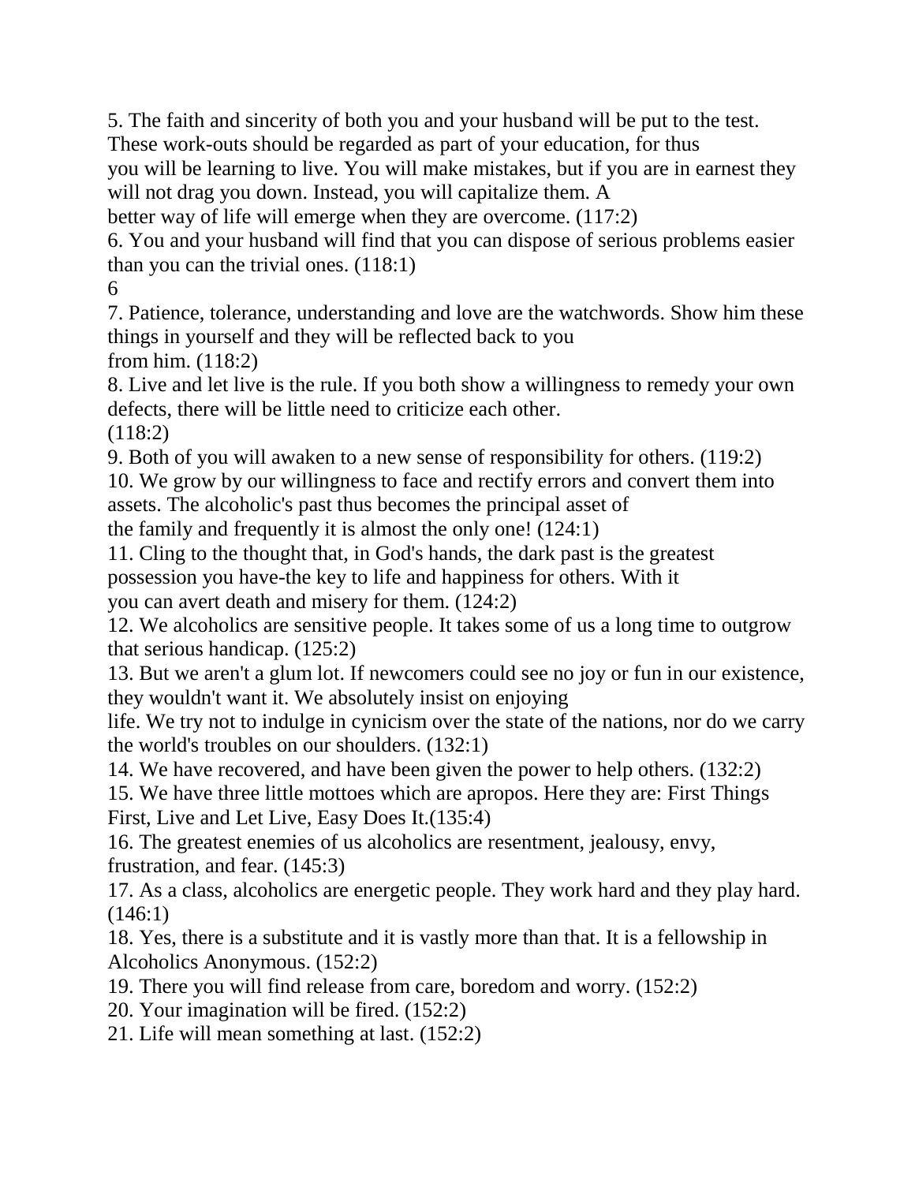5. The faith and sincerity of both you and your husband will be put to the test. These work-outs should be regarded as part of your education, for thus you will be learning to live. You will make mistakes, but if you are in earnest they will not drag you down. Instead, you will capitalize them. A better way of life will emerge when they are overcome. (117:2)

6. You and your husband will find that you can dispose of serious problems easier than you can the trivial ones. (118:1)

7. Patience, tolerance, understanding and love are the watchwords. Show him these things in yourself and they will be reflected back to you from him. (118:2)

8. Live and let live is the rule. If you both show a willingness to remedy your own defects, there will be little need to criticize each other. (118:2)

9. Both of you will awaken to a new sense of responsibility for others. (119:2)

10. We grow by our willingness to face and rectify errors and convert them into assets. The alcoholic's past thus becomes the principal asset of the family and frequently it is almost the only one! (124:1)

11. Cling to the thought that, in God's hands, the dark past is the greatest possession you have-the key to life and happiness for others. With it you can avert death and misery for them. (124:2)

12. We alcoholics are sensitive people. It takes some of us a long time to outgrow that serious handicap. (125:2)

13. But we aren't a glum lot. If newcomers could see no joy or fun in our existence, they wouldn't want it. We absolutely insist on enjoying life. We try not to indulge in cynicism over the state of the nations, nor do we carry the world's troubles on our shoulders. (132:1)

14. We have recovered, and have been given the power to help others. (132:2)

15. We have three little mottoes which are apropos. Here they are: First Things First, Live and Let Live, Easy Does It.(135:4)

16. The greatest enemies of us alcoholics are resentment, jealousy, envy, frustration, and fear. (145:3)

17. As a class, alcoholics are energetic people. They work hard and they play hard. (146:1)

18. Yes, there is a substitute and it is vastly more than that. It is a fellowship in Alcoholics Anonymous. (152:2)

19. There you will find release from care, boredom and worry. (152:2)

20. Your imagination will be fired. (152:2)

21. Life will mean something at last. (152:2)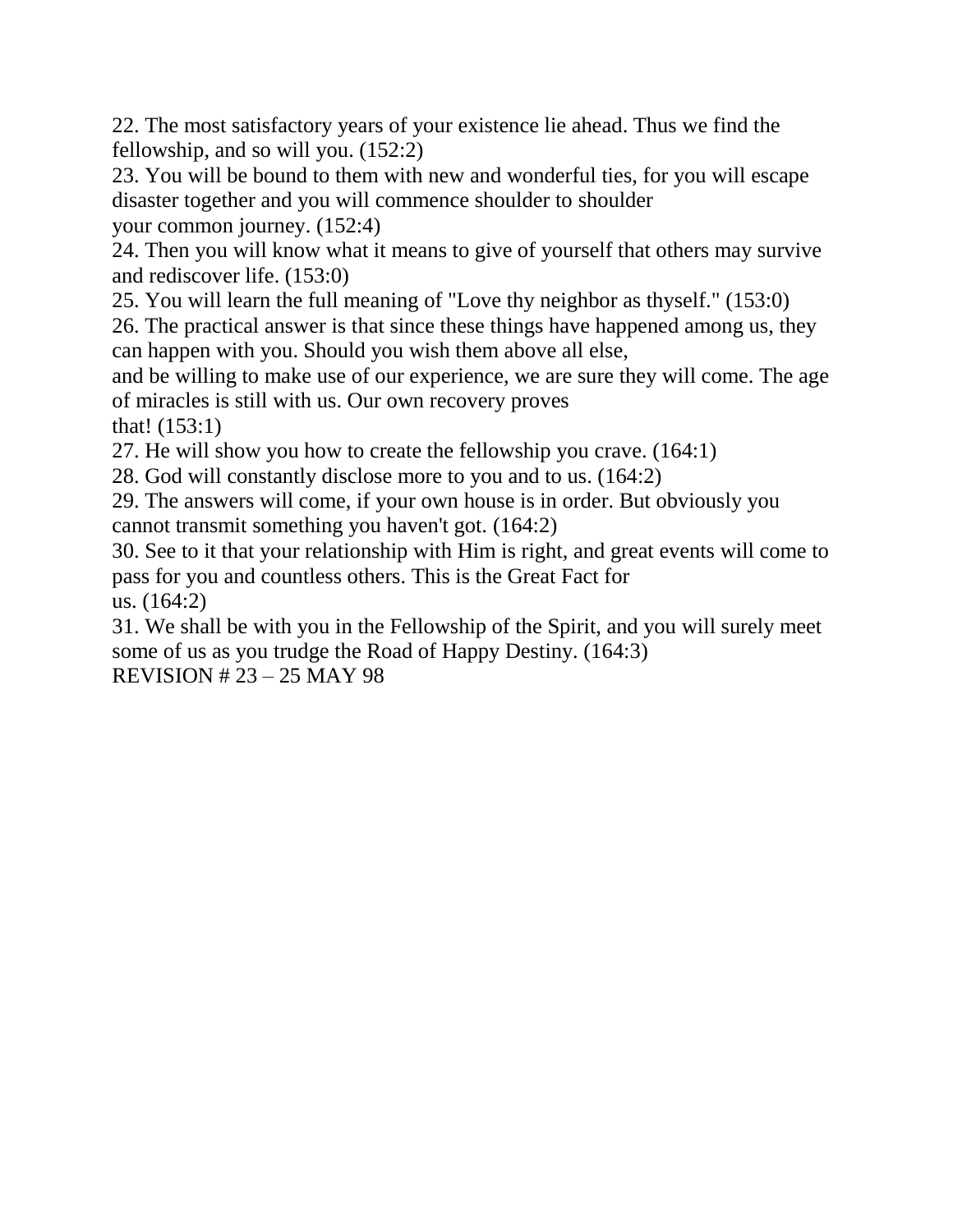22. The most satisfactory years of your existence lie ahead. Thus we find the fellowship, and so will you. (152:2)

23. You will be bound to them with new and wonderful ties, for you will escape disaster together and you will commence shoulder to shoulder your common journey. (152:4)

24. Then you will know what it means to give of yourself that others may survive and rediscover life. (153:0)

25. You will learn the full meaning of "Love thy neighbor as thyself." (153:0)

26. The practical answer is that since these things have happened among us, they can happen with you. Should you wish them above all else, and be willing to make use of our experience, we are sure they will come. The age of miracles is still with us. Our own recovery proves that! (153:1)

27. He will show you how to create the fellowship you crave. (164:1)

28. God will constantly disclose more to you and to us. (164:2)

29. The answers will come, if your own house is in order. But obviously you cannot transmit something you haven't got. (164:2)

30. See to it that your relationship with Him is right, and great events will come to pass for you and countless others. This is the Great Fact for us. (164:2)

31. We shall be with you in the Fellowship of the Spirit, and you will surely meet some of us as you trudge the Road of Happy Destiny. (164:3)

REVISION # 23 – 25 MAY 98